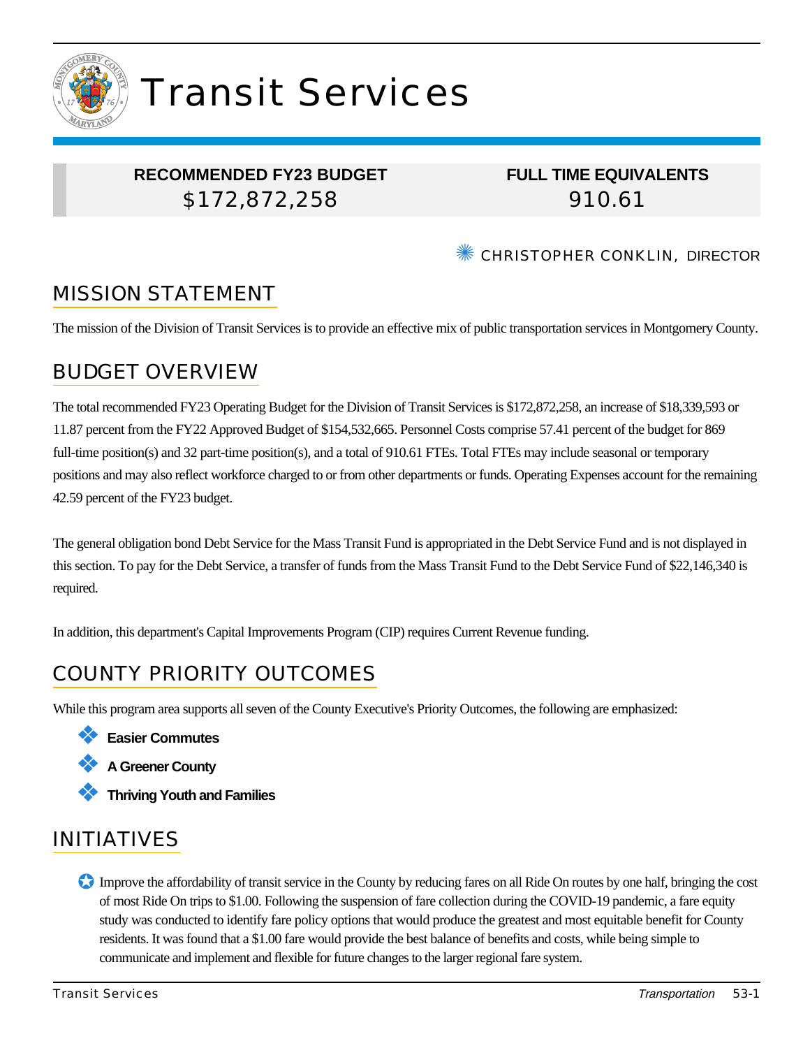# Transit Services

| RECOMMENDED FY23 BUDGET | FULL TIME EQUIVALENTS |
| --- | --- |
| $172,872,258 | 910.61 |

CHRISTOPHER CONKLIN, DIRECTOR

## MISSION STATEMENT

The mission of the Division of Transit Services is to provide an effective mix of public transportation services in Montgomery County.

## BUDGET OVERVIEW

The total recommended FY23 Operating Budget for the Division of Transit Services is $172,872,258, an increase of $18,339,593 or 11.87 percent from the FY22 Approved Budget of $154,532,665. Personnel Costs comprise 57.41 percent of the budget for 869 full-time position(s) and 32 part-time position(s), and a total of 910.61 FTEs. Total FTEs may include seasonal or temporary positions and may also reflect workforce charged to or from other departments or funds. Operating Expenses account for the remaining 42.59 percent of the FY23 budget.

The general obligation bond Debt Service for the Mass Transit Fund is appropriated in the Debt Service Fund and is not displayed in this section. To pay for the Debt Service, a transfer of funds from the Mass Transit Fund to the Debt Service Fund of $22,146,340 is required.

In addition, this department's Capital Improvements Program (CIP) requires Current Revenue funding.

## COUNTY PRIORITY OUTCOMES

While this program area supports all seven of the County Executive's Priority Outcomes, the following are emphasized:

- **Easier Commutes**
- **A Greener County**
- **Thriving Youth and Families**

## INITIATIVES

- Improve the affordability of transit service in the County by reducing fares on all Ride On routes by one half, bringing the cost of most Ride On trips to $1.00. Following the suspension of fare collection during the COVID-19 pandemic, a fare equity study was conducted to identify fare policy options that would produce the greatest and most equitable benefit for County residents. It was found that a $1.00 fare would provide the best balance of benefits and costs, while being simple to communicate and implement and flexible for future changes to the larger regional fare system.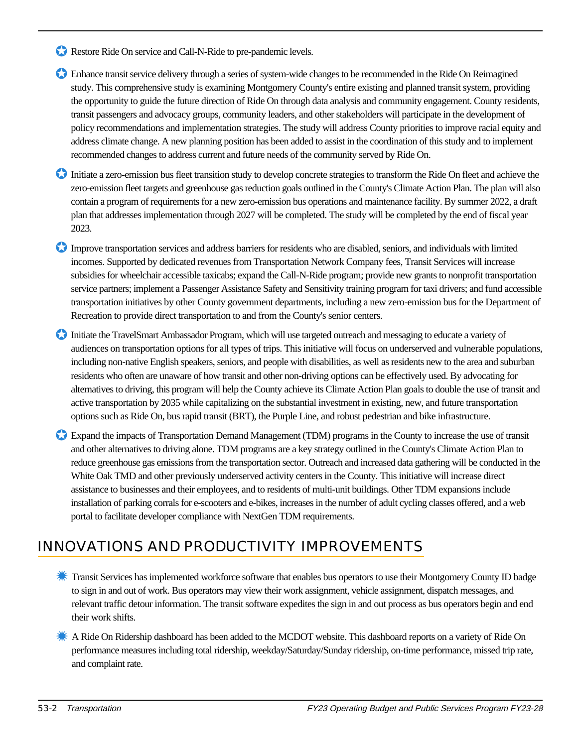- Restore Ride On service and Call-N-Ride to pre-pandemic levels.

- Enhance transit service delivery through a series of system-wide changes to be recommended in the Ride On Reimagined study. This comprehensive study is examining Montgomery County's entire existing and planned transit system, providing the opportunity to guide the future direction of Ride On through data analysis and community engagement. County residents, transit passengers and advocacy groups, community leaders, and other stakeholders will participate in the development of policy recommendations and implementation strategies. The study will address County priorities to improve racial equity and address climate change. A new planning position has been added to assist in the coordination of this study and to implement recommended changes to address current and future needs of the community served by Ride On.

- Initiate a zero-emission bus fleet transition study to develop concrete strategies to transform the Ride On fleet and achieve the zero-emission fleet targets and greenhouse gas reduction goals outlined in the County's Climate Action Plan. The plan will also contain a program of requirements for a new zero-emission bus operations and maintenance facility. By summer 2022, a draft plan that addresses implementation through 2027 will be completed. The study will be completed by the end of fiscal year 2023.

- Improve transportation services and address barriers for residents who are disabled, seniors, and individuals with limited incomes. Supported by dedicated revenues from Transportation Network Company fees, Transit Services will increase subsidies for wheelchair accessible taxicabs; expand the Call-N-Ride program; provide new grants to nonprofit transportation service partners; implement a Passenger Assistance Safety and Sensitivity training program for taxi drivers; and fund accessible transportation initiatives by other County government departments, including a new zero-emission bus for the Department of Recreation to provide direct transportation to and from the County's senior centers.

- Initiate the TravelSmart Ambassador Program, which will use targeted outreach and messaging to educate a variety of audiences on transportation options for all types of trips. This initiative will focus on underserved and vulnerable populations, including non-native English speakers, seniors, and people with disabilities, as well as residents new to the area and suburban residents who often are unaware of how transit and other non-driving options can be effectively used. By advocating for alternatives to driving, this program will help the County achieve its Climate Action Plan goals to double the use of transit and active transportation by 2035 while capitalizing on the substantial investment in existing, new, and future transportation options such as Ride On, bus rapid transit (BRT), the Purple Line, and robust pedestrian and bike infrastructure.

- Expand the impacts of Transportation Demand Management (TDM) programs in the County to increase the use of transit and other alternatives to driving alone. TDM programs are a key strategy outlined in the County's Climate Action Plan to reduce greenhouse gas emissions from the transportation sector. Outreach and increased data gathering will be conducted in the White Oak TMD and other previously underserved activity centers in the County. This initiative will increase direct assistance to businesses and their employees, and to residents of multi-unit buildings. Other TDM expansions include installation of parking corrals for e-scooters and e-bikes, increases in the number of adult cycling classes offered, and a web portal to facilitate developer compliance with NextGen TDM requirements.

## INNOVATIONS AND PRODUCTIVITY IMPROVEMENTS

- Transit Services has implemented workforce software that enables bus operators to use their Montgomery County ID badge to sign in and out of work. Bus operators may view their work assignment, vehicle assignment, dispatch messages, and relevant traffic detour information. The transit software expedites the sign in and out process as bus operators begin and end their work shifts.

- A Ride On Ridership dashboard has been added to the MCDOT website. This dashboard reports on a variety of Ride On performance measures including total ridership, weekday/Saturday/Sunday ridership, on-time performance, missed trip rate, and complaint rate.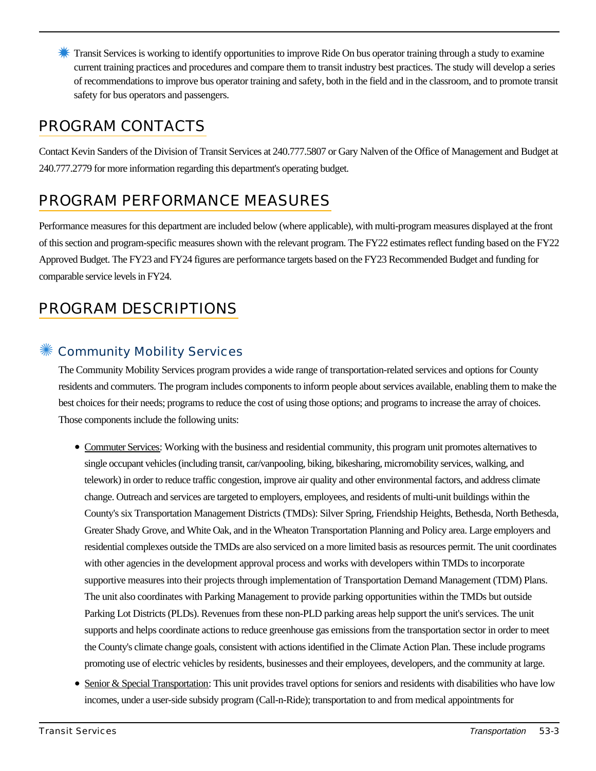- ✳ Transit Services is working to identify opportunities to improve Ride On bus operator training through a study to examine current training practices and procedures and compare them to transit industry best practices. The study will develop a series of recommendations to improve bus operator training and safety, both in the field and in the classroom, and to promote transit safety for bus operators and passengers.

## PROGRAM CONTACTS

Contact Kevin Sanders of the Division of Transit Services at 240.777.5807 or Gary Nalven of the Office of Management and Budget at 240.777.2779 for more information regarding this department's operating budget.

## PROGRAM PERFORMANCE MEASURES

Performance measures for this department are included below (where applicable), with multi-program measures displayed at the front of this section and program-specific measures shown with the relevant program. The FY22 estimates reflect funding based on the FY22 Approved Budget. The FY23 and FY24 figures are performance targets based on the FY23 Recommended Budget and funding for comparable service levels in FY24.

## PROGRAM DESCRIPTIONS

### ✳ Community Mobility Services

The Community Mobility Services program provides a wide range of transportation-related services and options for County residents and commuters. The program includes components to inform people about services available, enabling them to make the best choices for their needs; programs to reduce the cost of using those options; and programs to increase the array of choices. Those components include the following units:

- Commuter Services: Working with the business and residential community, this program unit promotes alternatives to single occupant vehicles (including transit, car/vanpooling, biking, bikesharing, micromobility services, walking, and telework) in order to reduce traffic congestion, improve air quality and other environmental factors, and address climate change. Outreach and services are targeted to employers, employees, and residents of multi-unit buildings within the County's six Transportation Management Districts (TMDs): Silver Spring, Friendship Heights, Bethesda, North Bethesda, Greater Shady Grove, and White Oak, and in the Wheaton Transportation Planning and Policy area. Large employers and residential complexes outside the TMDs are also serviced on a more limited basis as resources permit. The unit coordinates with other agencies in the development approval process and works with developers within TMDs to incorporate supportive measures into their projects through implementation of Transportation Demand Management (TDM) Plans. The unit also coordinates with Parking Management to provide parking opportunities within the TMDs but outside Parking Lot Districts (PLDs). Revenues from these non-PLD parking areas help support the unit's services. The unit supports and helps coordinate actions to reduce greenhouse gas emissions from the transportation sector in order to meet the County's climate change goals, consistent with actions identified in the Climate Action Plan. These include programs promoting use of electric vehicles by residents, businesses and their employees, developers, and the community at large.
- Senior & Special Transportation: This unit provides travel options for seniors and residents with disabilities who have low incomes, under a user-side subsidy program (Call-n-Ride); transportation to and from medical appointments for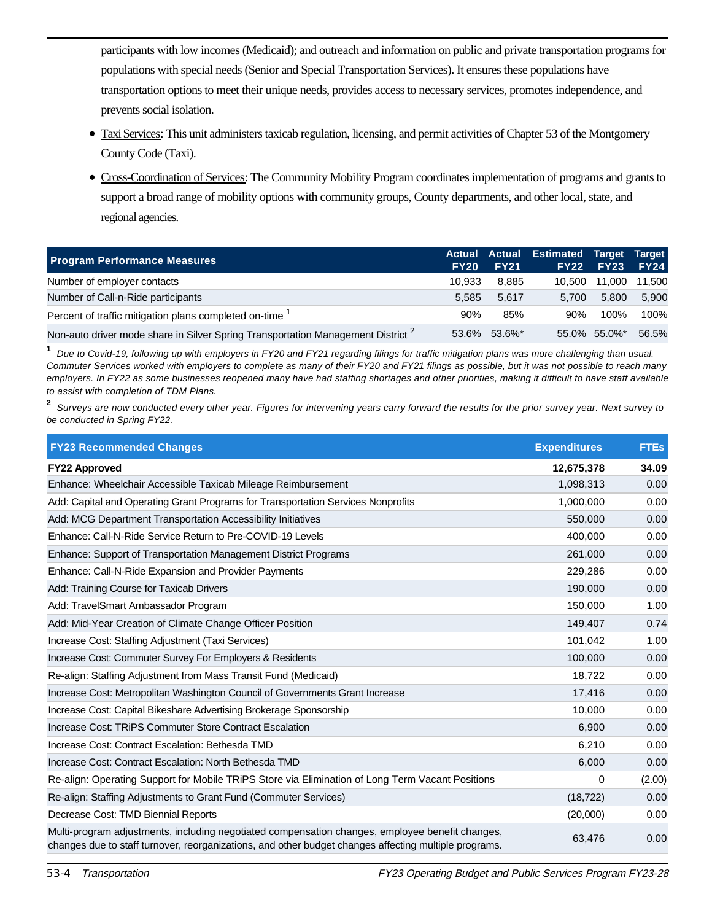participants with low incomes (Medicaid); and outreach and information on public and private transportation programs for populations with special needs (Senior and Special Transportation Services). It ensures these populations have transportation options to meet their unique needs, provides access to necessary services, promotes independence, and prevents social isolation.

- Taxi Services: This unit administers taxicab regulation, licensing, and permit activities of Chapter 53 of the Montgomery County Code (Taxi).
- Cross-Coordination of Services: The Community Mobility Program coordinates implementation of programs and grants to support a broad range of mobility options with community groups, County departments, and other local, state, and regional agencies.

| Program Performance Measures | Actual FY20 | Actual FY21 | Estimated FY22 | Target FY23 | Target FY24 |
|---|---|---|---|---|---|
| Number of employer contacts | 10,933 | 8,885 | 10,500 | 11,000 | 11,500 |
| Number of Call-n-Ride participants | 5,585 | 5,617 | 5,700 | 5,800 | 5,900 |
| Percent of traffic mitigation plans completed on-time [1] | 90% | 85% | 90% | 100% | 100% |
| Non-auto driver mode share in Silver Spring Transportation Management District [2] | 53.6% | 53.6%* | 55.0% | 55.0%* | 56.5% |

[1] *Due to Covid-19, following up with employers in FY20 and FY21 regarding filings for traffic mitigation plans was more challenging than usual. Commuter Services worked with employers to complete as many of their FY20 and FY21 filings as possible, but it was not possible to reach many employers. In FY22 as some businesses reopened many have had staffing shortages and other priorities, making it difficult to have staff available to assist with completion of TDM Plans.*

[2] *Surveys are now conducted every other year. Figures for intervening years carry forward the results for the prior survey year. Next survey to be conducted in Spring FY22.*

| FY23 Recommended Changes | Expenditures | FTEs |
|---|---|---|
| **FY22 Approved** | **12,675,378** | **34.09** |
| Enhance: Wheelchair Accessible Taxicab Mileage Reimbursement | 1,098,313 | 0.00 |
| Add: Capital and Operating Grant Programs for Transportation Services Nonprofits | 1,000,000 | 0.00 |
| Add: MCG Department Transportation Accessibility Initiatives | 550,000 | 0.00 |
| Enhance: Call-N-Ride Service Return to Pre-COVID-19 Levels | 400,000 | 0.00 |
| Enhance: Support of Transportation Management District Programs | 261,000 | 0.00 |
| Enhance: Call-N-Ride Expansion and Provider Payments | 229,286 | 0.00 |
| Add: Training Course for Taxicab Drivers | 190,000 | 0.00 |
| Add: TravelSmart Ambassador Program | 150,000 | 1.00 |
| Add: Mid-Year Creation of Climate Change Officer Position | 149,407 | 0.74 |
| Increase Cost: Staffing Adjustment (Taxi Services) | 101,042 | 1.00 |
| Increase Cost: Commuter Survey For Employers & Residents | 100,000 | 0.00 |
| Re-align: Staffing Adjustment from Mass Transit Fund (Medicaid) | 18,722 | 0.00 |
| Increase Cost: Metropolitan Washington Council of Governments Grant Increase | 17,416 | 0.00 |
| Increase Cost: Capital Bikeshare Advertising Brokerage Sponsorship | 10,000 | 0.00 |
| Increase Cost: TRiPS Commuter Store Contract Escalation | 6,900 | 0.00 |
| Increase Cost: Contract Escalation: Bethesda TMD | 6,210 | 0.00 |
| Increase Cost: Contract Escalation: North Bethesda TMD | 6,000 | 0.00 |
| Re-align: Operating Support for Mobile TRiPS Store via Elimination of Long Term Vacant Positions | 0 | (2.00) |
| Re-align: Staffing Adjustments to Grant Fund (Commuter Services) | (18,722) | 0.00 |
| Decrease Cost: TMD Biennial Reports | (20,000) | 0.00 |
| Multi-program adjustments, including negotiated compensation changes, employee benefit changes, changes due to staff turnover, reorganizations, and other budget changes affecting multiple programs. | 63,476 | 0.00 |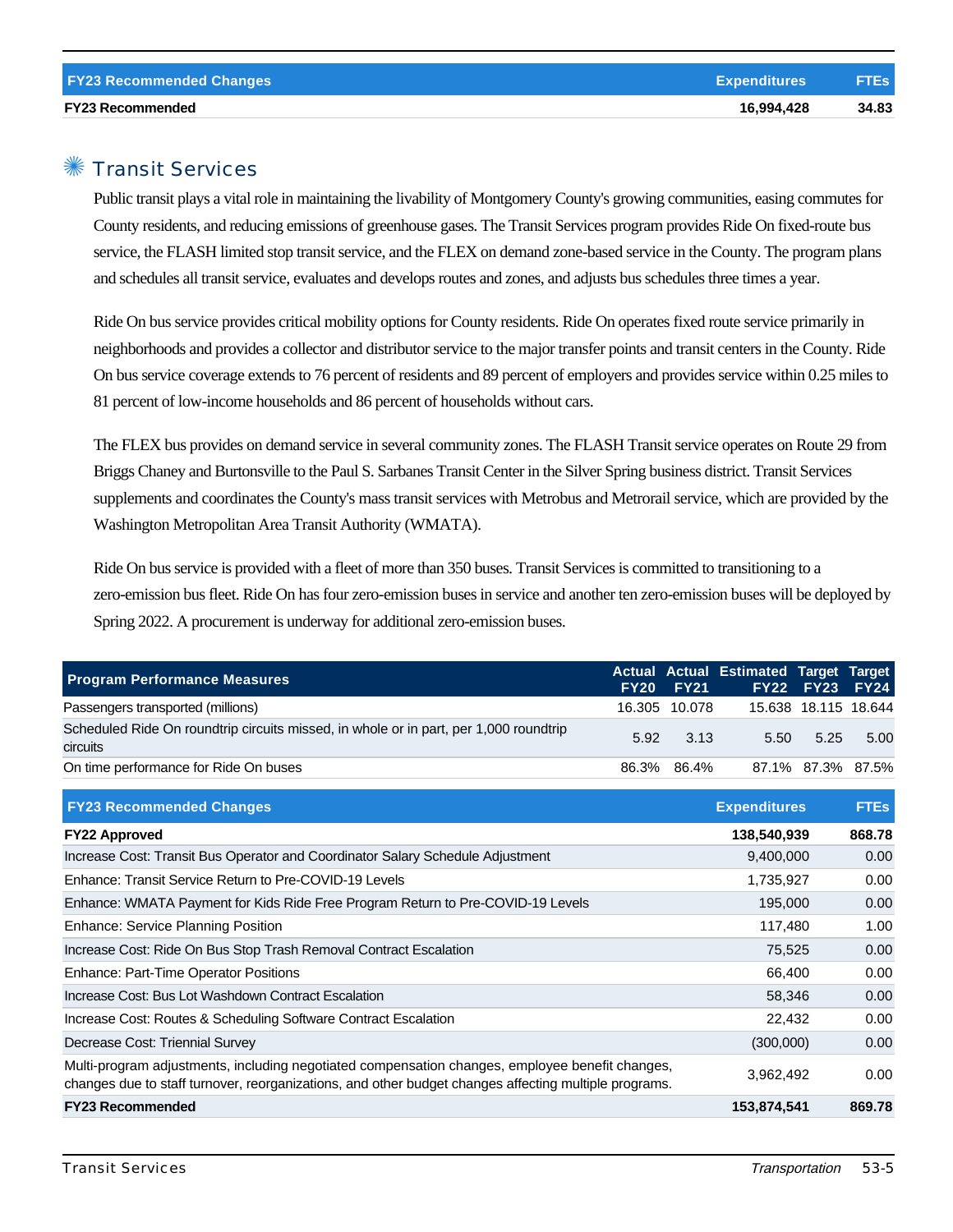| FY23 Recommended Changes | Expenditures | FTEs |
|---|---|---|
| **FY23 Recommended** | **16,994,428** | **34.83** |

## Transit Services

Public transit plays a vital role in maintaining the livability of Montgomery County's growing communities, easing commutes for County residents, and reducing emissions of greenhouse gases. The Transit Services program provides Ride On fixed-route bus service, the FLASH limited stop transit service, and the FLEX on demand zone-based service in the County. The program plans and schedules all transit service, evaluates and develops routes and zones, and adjusts bus schedules three times a year.

Ride On bus service provides critical mobility options for County residents. Ride On operates fixed route service primarily in neighborhoods and provides a collector and distributor service to the major transfer points and transit centers in the County. Ride On bus service coverage extends to 76 percent of residents and 89 percent of employers and provides service within 0.25 miles to 81 percent of low-income households and 86 percent of households without cars.

The FLEX bus provides on demand service in several community zones. The FLASH Transit service operates on Route 29 from Briggs Chaney and Burtonsville to the Paul S. Sarbanes Transit Center in the Silver Spring business district. Transit Services supplements and coordinates the County's mass transit services with Metrobus and Metrorail service, which are provided by the Washington Metropolitan Area Transit Authority (WMATA).

Ride On bus service is provided with a fleet of more than 350 buses. Transit Services is committed to transitioning to a zero-emission bus fleet. Ride On has four zero-emission buses in service and another ten zero-emission buses will be deployed by Spring 2022. A procurement is underway for additional zero-emission buses.

| Program Performance Measures | Actual FY20 | Actual FY21 | Estimated FY22 | Target FY23 | Target FY24 |
|---|---|---|---|---|---|
| Passengers transported (millions) | 16.305 | 10.078 | 15.638 | 18.115 | 18.644 |
| Scheduled Ride On roundtrip circuits missed, in whole or in part, per 1,000 roundtrip circuits | 5.92 | 3.13 | 5.50 | 5.25 | 5.00 |
| On time performance for Ride On buses | 86.3% | 86.4% | 87.1% | 87.3% | 87.5% |

| FY23 Recommended Changes | Expenditures | FTEs |
|---|---|---|
| **FY22 Approved** | **138,540,939** | **868.78** |
| Increase Cost: Transit Bus Operator and Coordinator Salary Schedule Adjustment | 9,400,000 | 0.00 |
| Enhance: Transit Service Return to Pre-COVID-19 Levels | 1,735,927 | 0.00 |
| Enhance: WMATA Payment for Kids Ride Free Program Return to Pre-COVID-19 Levels | 195,000 | 0.00 |
| Enhance: Service Planning Position | 117,480 | 1.00 |
| Increase Cost: Ride On Bus Stop Trash Removal Contract Escalation | 75,525 | 0.00 |
| Enhance: Part-Time Operator Positions | 66,400 | 0.00 |
| Increase Cost: Bus Lot Washdown Contract Escalation | 58,346 | 0.00 |
| Increase Cost: Routes & Scheduling Software Contract Escalation | 22,432 | 0.00 |
| Decrease Cost: Triennial Survey | (300,000) | 0.00 |
| Multi-program adjustments, including negotiated compensation changes, employee benefit changes, changes due to staff turnover, reorganizations, and other budget changes affecting multiple programs. | 3,962,492 | 0.00 |
| **FY23 Recommended** | **153,874,541** | **869.78** |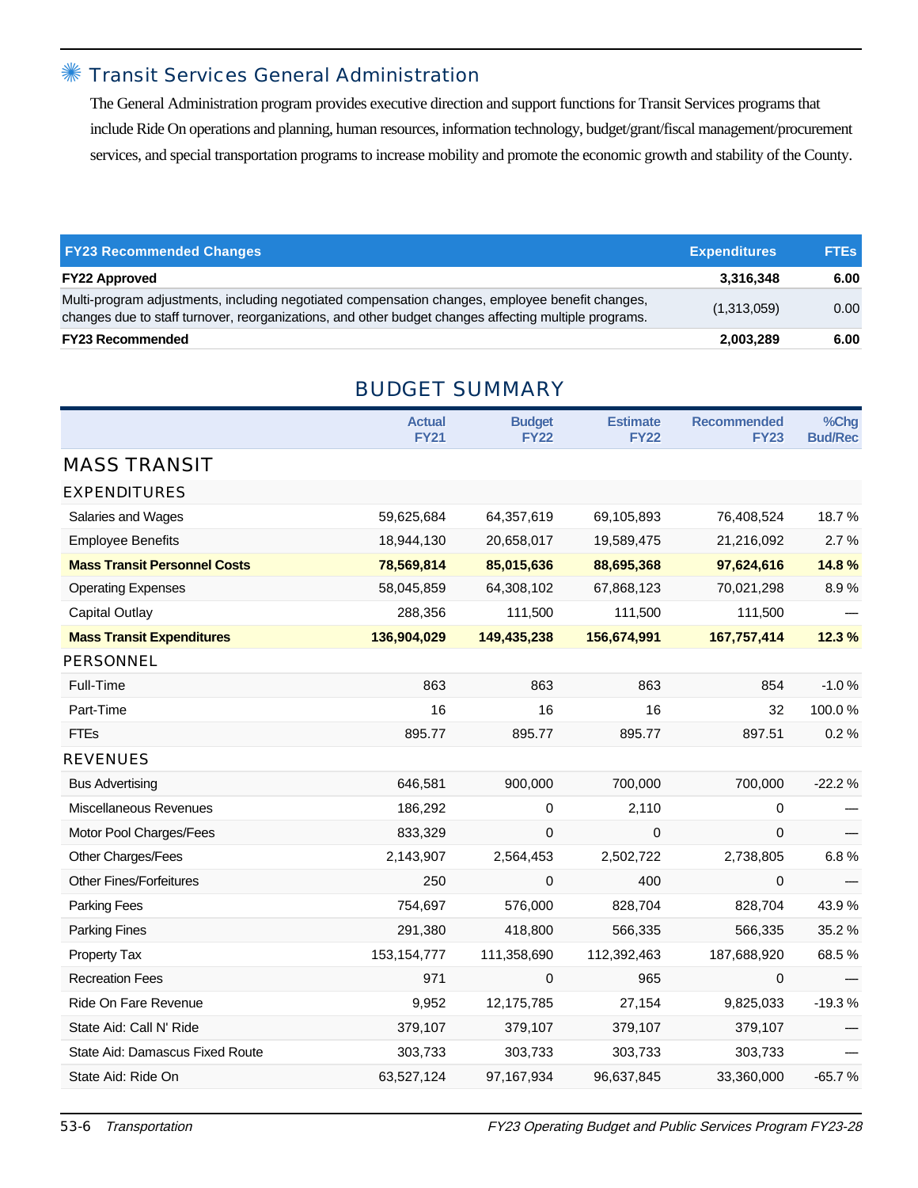## Transit Services General Administration

The General Administration program provides executive direction and support functions for Transit Services programs that include Ride On operations and planning, human resources, information technology, budget/grant/fiscal management/procurement services, and special transportation programs to increase mobility and promote the economic growth and stability of the County.

| FY23 Recommended Changes | Expenditures | FTEs |
|---|---|---|
| **FY22 Approved** | **3,316,348** | **6.00** |
| Multi-program adjustments, including negotiated compensation changes, employee benefit changes, changes due to staff turnover, reorganizations, and other budget changes affecting multiple programs. | (1,313,059) | 0.00 |
| **FY23 Recommended** | **2,003,289** | **6.00** |

## BUDGET SUMMARY

| | Actual FY21 | Budget FY22 | Estimate FY22 | Recommended FY23 | %Chg Bud/Rec |
|---|---|---|---|---|---|
| **MASS TRANSIT** | | | | | |
| **EXPENDITURES** | | | | | |
| Salaries and Wages | 59,625,684 | 64,357,619 | 69,105,893 | 76,408,524 | 18.7 % |
| Employee Benefits | 18,944,130 | 20,658,017 | 19,589,475 | 21,216,092 | 2.7 % |
| **Mass Transit Personnel Costs** | **78,569,814** | **85,015,636** | **88,695,368** | **97,624,616** | **14.8 %** |
| Operating Expenses | 58,045,859 | 64,308,102 | 67,868,123 | 70,021,298 | 8.9 % |
| Capital Outlay | 288,356 | 111,500 | 111,500 | 111,500 | — |
| **Mass Transit Expenditures** | **136,904,029** | **149,435,238** | **156,674,991** | **167,757,414** | **12.3 %** |
| **PERSONNEL** | | | | | |
| Full-Time | 863 | 863 | 863 | 854 | -1.0 % |
| Part-Time | 16 | 16 | 16 | 32 | 100.0 % |
| FTEs | 895.77 | 895.77 | 895.77 | 897.51 | 0.2 % |
| **REVENUES** | | | | | |
| Bus Advertising | 646,581 | 900,000 | 700,000 | 700,000 | -22.2 % |
| Miscellaneous Revenues | 186,292 | 0 | 2,110 | 0 | — |
| Motor Pool Charges/Fees | 833,329 | 0 | 0 | 0 | — |
| Other Charges/Fees | 2,143,907 | 2,564,453 | 2,502,722 | 2,738,805 | 6.8 % |
| Other Fines/Forfeitures | 250 | 0 | 400 | 0 | — |
| Parking Fees | 754,697 | 576,000 | 828,704 | 828,704 | 43.9 % |
| Parking Fines | 291,380 | 418,800 | 566,335 | 566,335 | 35.2 % |
| Property Tax | 153,154,777 | 111,358,690 | 112,392,463 | 187,688,920 | 68.5 % |
| Recreation Fees | 971 | 0 | 965 | 0 | — |
| Ride On Fare Revenue | 9,952 | 12,175,785 | 27,154 | 9,825,033 | -19.3 % |
| State Aid: Call N' Ride | 379,107 | 379,107 | 379,107 | 379,107 | — |
| State Aid: Damascus Fixed Route | 303,733 | 303,733 | 303,733 | 303,733 | — |
| State Aid: Ride On | 63,527,124 | 97,167,934 | 96,637,845 | 33,360,000 | -65.7 % |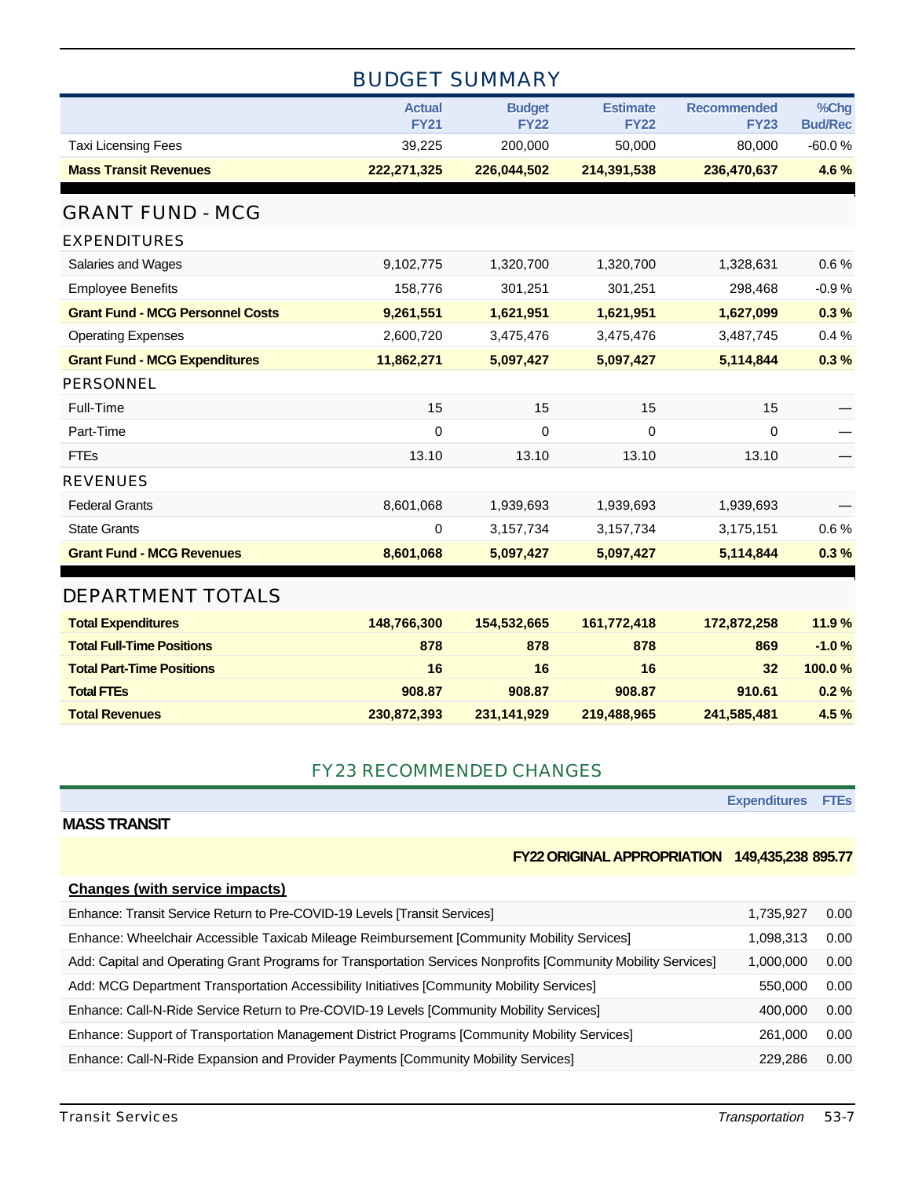## BUDGET SUMMARY

| | Actual FY21 | Budget FY22 | Estimate FY22 | Recommended FY23 | %Chg Bud/Rec |
|---|---|---|---|---|---|
| Taxi Licensing Fees | 39,225 | 200,000 | 50,000 | 80,000 | -60.0 % |
| **Mass Transit Revenues** | **222,271,325** | **226,044,502** | **214,391,538** | **236,470,637** | **4.6 %** |

## GRANT FUND - MCG

| | Actual FY21 | Budget FY22 | Estimate FY22 | Recommended FY23 | %Chg Bud/Rec |
|---|---|---|---|---|---|
| **EXPENDITURES** | | | | | |
| Salaries and Wages | 9,102,775 | 1,320,700 | 1,320,700 | 1,328,631 | 0.6 % |
| Employee Benefits | 158,776 | 301,251 | 301,251 | 298,468 | -0.9 % |
| **Grant Fund - MCG Personnel Costs** | **9,261,551** | **1,621,951** | **1,621,951** | **1,627,099** | **0.3 %** |
| Operating Expenses | 2,600,720 | 3,475,476 | 3,475,476 | 3,487,745 | 0.4 % |
| **Grant Fund - MCG Expenditures** | **11,862,271** | **5,097,427** | **5,097,427** | **5,114,844** | **0.3 %** |
| **PERSONNEL** | | | | | |
| Full-Time | 15 | 15 | 15 | 15 | — |
| Part-Time | 0 | 0 | 0 | 0 | — |
| FTEs | 13.10 | 13.10 | 13.10 | 13.10 | — |
| **REVENUES** | | | | | |
| Federal Grants | 8,601,068 | 1,939,693 | 1,939,693 | 1,939,693 | — |
| State Grants | 0 | 3,157,734 | 3,157,734 | 3,175,151 | 0.6 % |
| **Grant Fund - MCG Revenues** | **8,601,068** | **5,097,427** | **5,097,427** | **5,114,844** | **0.3 %** |

## DEPARTMENT TOTALS

| | Actual FY21 | Budget FY22 | Estimate FY22 | Recommended FY23 | %Chg Bud/Rec |
|---|---|---|---|---|---|
| **Total Expenditures** | **148,766,300** | **154,532,665** | **161,772,418** | **172,872,258** | **11.9 %** |
| **Total Full-Time Positions** | **878** | **878** | **878** | **869** | **-1.0 %** |
| **Total Part-Time Positions** | **16** | **16** | **16** | **32** | **100.0 %** |
| **Total FTEs** | **908.87** | **908.87** | **908.87** | **910.61** | **0.2 %** |
| **Total Revenues** | **230,872,393** | **231,141,929** | **219,488,965** | **241,585,481** | **4.5 %** |

## FY23 RECOMMENDED CHANGES

| | Expenditures | FTEs |
|---|---|---|
| **MASS TRANSIT** | | |
| **FY22 ORIGINAL APPROPRIATION** | **149,435,238** | **895.77** |
| **Changes (with service impacts)** | | |
| Enhance: Transit Service Return to Pre-COVID-19 Levels [Transit Services] | 1,735,927 | 0.00 |
| Enhance: Wheelchair Accessible Taxicab Mileage Reimbursement [Community Mobility Services] | 1,098,313 | 0.00 |
| Add: Capital and Operating Grant Programs for Transportation Services Nonprofits [Community Mobility Services] | 1,000,000 | 0.00 |
| Add: MCG Department Transportation Accessibility Initiatives [Community Mobility Services] | 550,000 | 0.00 |
| Enhance: Call-N-Ride Service Return to Pre-COVID-19 Levels [Community Mobility Services] | 400,000 | 0.00 |
| Enhance: Support of Transportation Management District Programs [Community Mobility Services] | 261,000 | 0.00 |
| Enhance: Call-N-Ride Expansion and Provider Payments [Community Mobility Services] | 229,286 | 0.00 |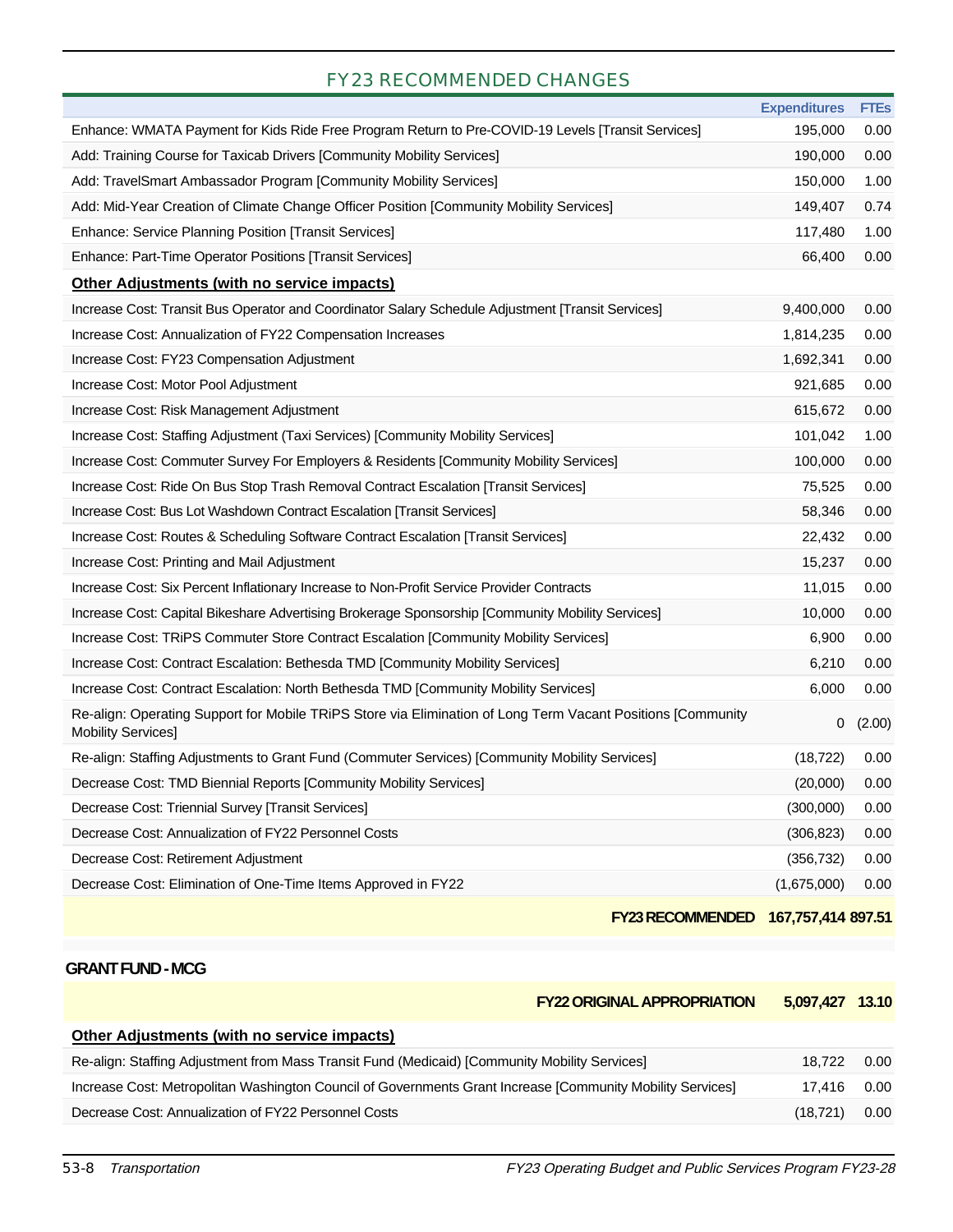## FY23 RECOMMENDED CHANGES

| | Expenditures | FTEs |
|---|---|---|
| Enhance: WMATA Payment for Kids Ride Free Program Return to Pre-COVID-19 Levels [Transit Services] | 195,000 | 0.00 |
| Add: Training Course for Taxicab Drivers [Community Mobility Services] | 190,000 | 0.00 |
| Add: TravelSmart Ambassador Program [Community Mobility Services] | 150,000 | 1.00 |
| Add: Mid-Year Creation of Climate Change Officer Position [Community Mobility Services] | 149,407 | 0.74 |
| Enhance: Service Planning Position [Transit Services] | 117,480 | 1.00 |
| Enhance: Part-Time Operator Positions [Transit Services] | 66,400 | 0.00 |
| **Other Adjustments (with no service impacts)** | | |
| Increase Cost: Transit Bus Operator and Coordinator Salary Schedule Adjustment [Transit Services] | 9,400,000 | 0.00 |
| Increase Cost: Annualization of FY22 Compensation Increases | 1,814,235 | 0.00 |
| Increase Cost: FY23 Compensation Adjustment | 1,692,341 | 0.00 |
| Increase Cost: Motor Pool Adjustment | 921,685 | 0.00 |
| Increase Cost: Risk Management Adjustment | 615,672 | 0.00 |
| Increase Cost: Staffing Adjustment (Taxi Services) [Community Mobility Services] | 101,042 | 1.00 |
| Increase Cost: Commuter Survey For Employers & Residents [Community Mobility Services] | 100,000 | 0.00 |
| Increase Cost: Ride On Bus Stop Trash Removal Contract Escalation [Transit Services] | 75,525 | 0.00 |
| Increase Cost: Bus Lot Washdown Contract Escalation [Transit Services] | 58,346 | 0.00 |
| Increase Cost: Routes & Scheduling Software Contract Escalation [Transit Services] | 22,432 | 0.00 |
| Increase Cost: Printing and Mail Adjustment | 15,237 | 0.00 |
| Increase Cost: Six Percent Inflationary Increase to Non-Profit Service Provider Contracts | 11,015 | 0.00 |
| Increase Cost: Capital Bikeshare Advertising Brokerage Sponsorship [Community Mobility Services] | 10,000 | 0.00 |
| Increase Cost: TRiPS Commuter Store Contract Escalation [Community Mobility Services] | 6,900 | 0.00 |
| Increase Cost: Contract Escalation: Bethesda TMD [Community Mobility Services] | 6,210 | 0.00 |
| Increase Cost: Contract Escalation: North Bethesda TMD [Community Mobility Services] | 6,000 | 0.00 |
| Re-align: Operating Support for Mobile TRiPS Store via Elimination of Long Term Vacant Positions [Community Mobility Services] | 0 | (2.00) |
| Re-align: Staffing Adjustments to Grant Fund (Commuter Services) [Community Mobility Services] | (18,722) | 0.00 |
| Decrease Cost: TMD Biennial Reports [Community Mobility Services] | (20,000) | 0.00 |
| Decrease Cost: Triennial Survey [Transit Services] | (300,000) | 0.00 |
| Decrease Cost: Annualization of FY22 Personnel Costs | (306,823) | 0.00 |
| Decrease Cost: Retirement Adjustment | (356,732) | 0.00 |
| Decrease Cost: Elimination of One-Time Items Approved in FY22 | (1,675,000) | 0.00 |
| **FY23 RECOMMENDED** | **167,757,414** | **897.51** |

**GRANT FUND - MCG**

| | Expenditures | FTEs |
|---|---|---|
| **FY22 ORIGINAL APPROPRIATION** | **5,097,427** | **13.10** |
| **Other Adjustments (with no service impacts)** | | |
| Re-align: Staffing Adjustment from Mass Transit Fund (Medicaid) [Community Mobility Services] | 18,722 | 0.00 |
| Increase Cost: Metropolitan Washington Council of Governments Grant Increase [Community Mobility Services] | 17,416 | 0.00 |
| Decrease Cost: Annualization of FY22 Personnel Costs | (18,721) | 0.00 |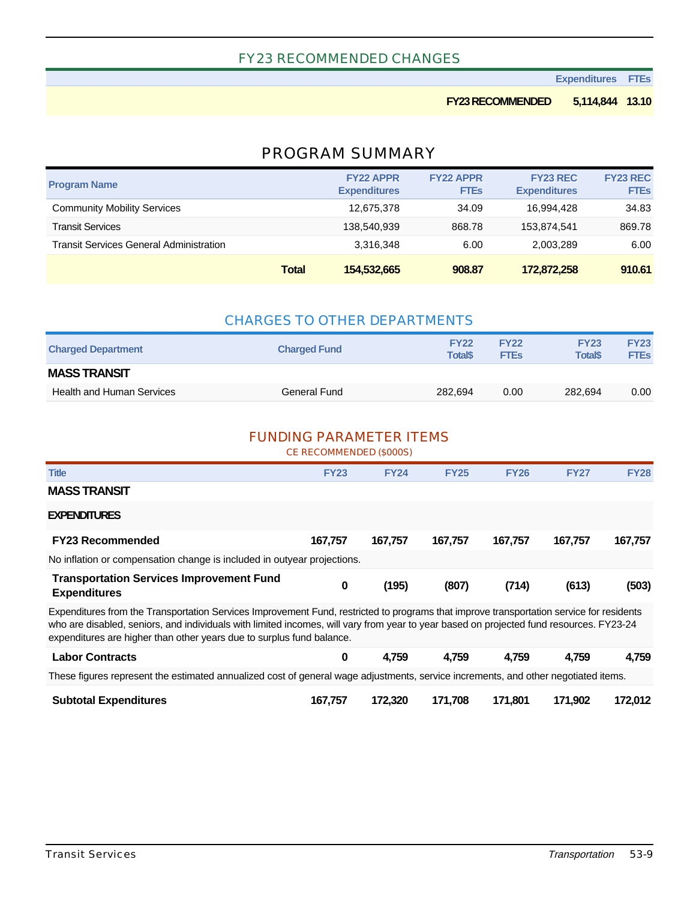## FY23 RECOMMENDED CHANGES

| | Expenditures | FTEs |
|---|---|---|
| **FY23 RECOMMENDED** | **5,114,844** | **13.10** |

## PROGRAM SUMMARY

| Program Name | FY22 APPR Expenditures | FY22 APPR FTEs | FY23 REC Expenditures | FY23 REC FTEs |
|---|---|---|---|---|
| Community Mobility Services | 12,675,378 | 34.09 | 16,994,428 | 34.83 |
| Transit Services | 138,540,939 | 868.78 | 153,874,541 | 869.78 |
| Transit Services General Administration | 3,316,348 | 6.00 | 2,003,289 | 6.00 |
| **Total** | **154,532,665** | **908.87** | **172,872,258** | **910.61** |

## CHARGES TO OTHER DEPARTMENTS

| Charged Department | Charged Fund | FY22 Total$ | FY22 FTEs | FY23 Total$ | FY23 FTEs |
|---|---|---|---|---|---|
| **MASS TRANSIT** | | | | | |
| Health and Human Services | General Fund | 282,694 | 0.00 | 282,694 | 0.00 |

## FUNDING PARAMETER ITEMS

CE RECOMMENDED ($000S)

| Title | FY23 | FY24 | FY25 | FY26 | FY27 | FY28 |
|---|---|---|---|---|---|---|
| **MASS TRANSIT** | | | | | | |
| **EXPENDITURES** | | | | | | |
| **FY23 Recommended** | **167,757** | **167,757** | **167,757** | **167,757** | **167,757** | **167,757** |
| No inflation or compensation change is included in outyear projections. | | | | | | |
| **Transportation Services Improvement Fund Expenditures** | **0** | **(195)** | **(807)** | **(714)** | **(613)** | **(503)** |
| Expenditures from the Transportation Services Improvement Fund, restricted to programs that improve transportation service for residents who are disabled, seniors, and individuals with limited incomes, will vary from year to year based on projected fund resources. FY23-24 expenditures are higher than other years due to surplus fund balance. | | | | | | |
| **Labor Contracts** | **0** | **4,759** | **4,759** | **4,759** | **4,759** | **4,759** |
| These figures represent the estimated annualized cost of general wage adjustments, service increments, and other negotiated items. | | | | | | |
| **Subtotal Expenditures** | **167,757** | **172,320** | **171,708** | **171,801** | **171,902** | **172,012** |